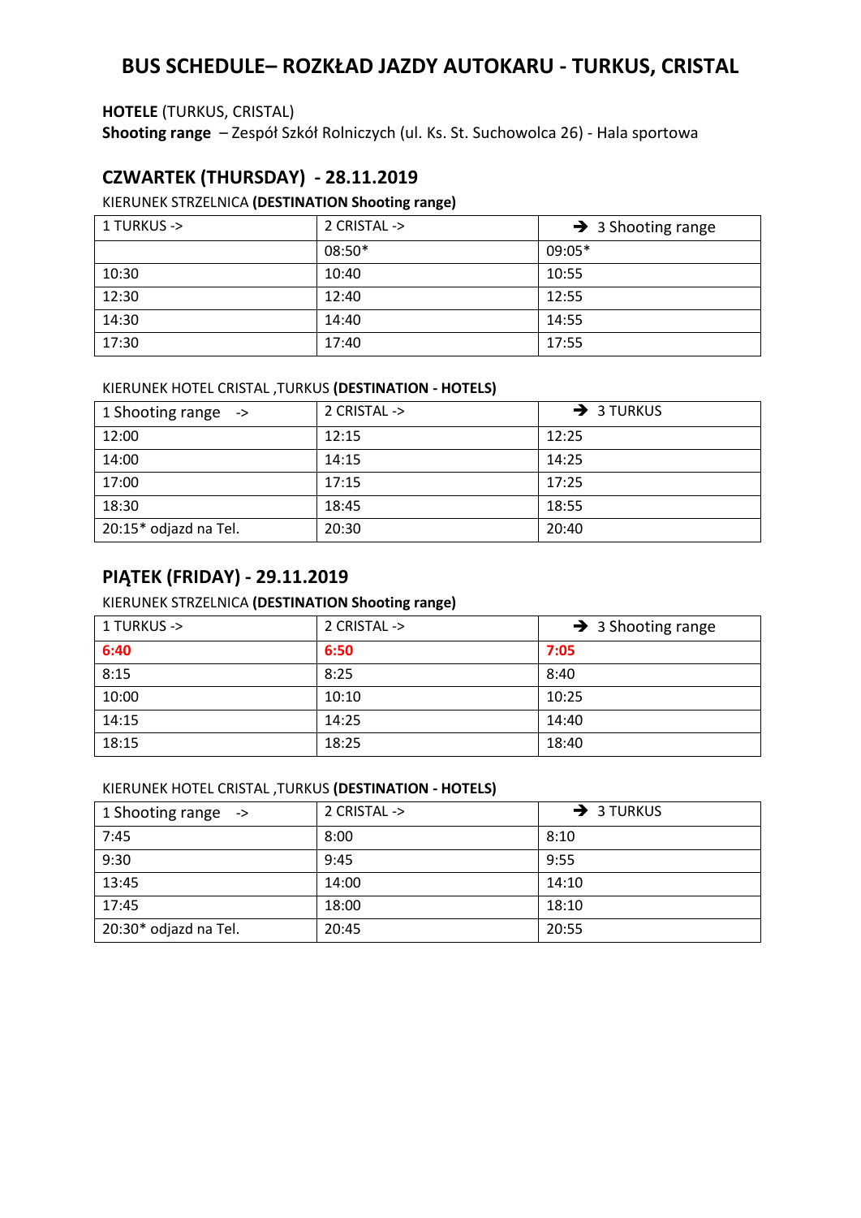# BUS SCHEDULE– ROZKŁAD JAZDY AUTOKARU - TURKUS, CRISTAL

**HOTELE** (TURKUS, CRISTAL)
**Shooting range** – Zespół Szkół Rolniczych (ul. Ks. St. Suchowolca 26) - Hala sportowa

## CZWARTEK (THURSDAY) - 28.11.2019

KIERUNEK STRZELNICA **(DESTINATION Shooting range)**

| 1 TURKUS -> | 2 CRISTAL -> | → 3 Shooting range |
|---|---|---|
| | 08:50* | 09:05* |
| 10:30 | 10:40 | 10:55 |
| 12:30 | 12:40 | 12:55 |
| 14:30 | 14:40 | 14:55 |
| 17:30 | 17:40 | 17:55 |

KIERUNEK HOTEL CRISTAL ,TURKUS **(DESTINATION - HOTELS)**

| 1 Shooting range -> | 2 CRISTAL -> | → 3 TURKUS |
|---|---|---|
| 12:00 | 12:15 | 12:25 |
| 14:00 | 14:15 | 14:25 |
| 17:00 | 17:15 | 17:25 |
| 18:30 | 18:45 | 18:55 |
| 20:15* odjazd na Tel. | 20:30 | 20:40 |

## PIĄTEK (FRIDAY) - 29.11.2019

KIERUNEK STRZELNICA **(DESTINATION Shooting range)**

| 1 TURKUS -> | 2 CRISTAL -> | → 3 Shooting range |
|---|---|---|
| **6:40** | **6:50** | **7:05** |
| 8:15 | 8:25 | 8:40 |
| 10:00 | 10:10 | 10:25 |
| 14:15 | 14:25 | 14:40 |
| 18:15 | 18:25 | 18:40 |

KIERUNEK HOTEL CRISTAL ,TURKUS **(DESTINATION - HOTELS)**

| 1 Shooting range -> | 2 CRISTAL -> | → 3 TURKUS |
|---|---|---|
| 7:45 | 8:00 | 8:10 |
| 9:30 | 9:45 | 9:55 |
| 13:45 | 14:00 | 14:10 |
| 17:45 | 18:00 | 18:10 |
| 20:30* odjazd na Tel. | 20:45 | 20:55 |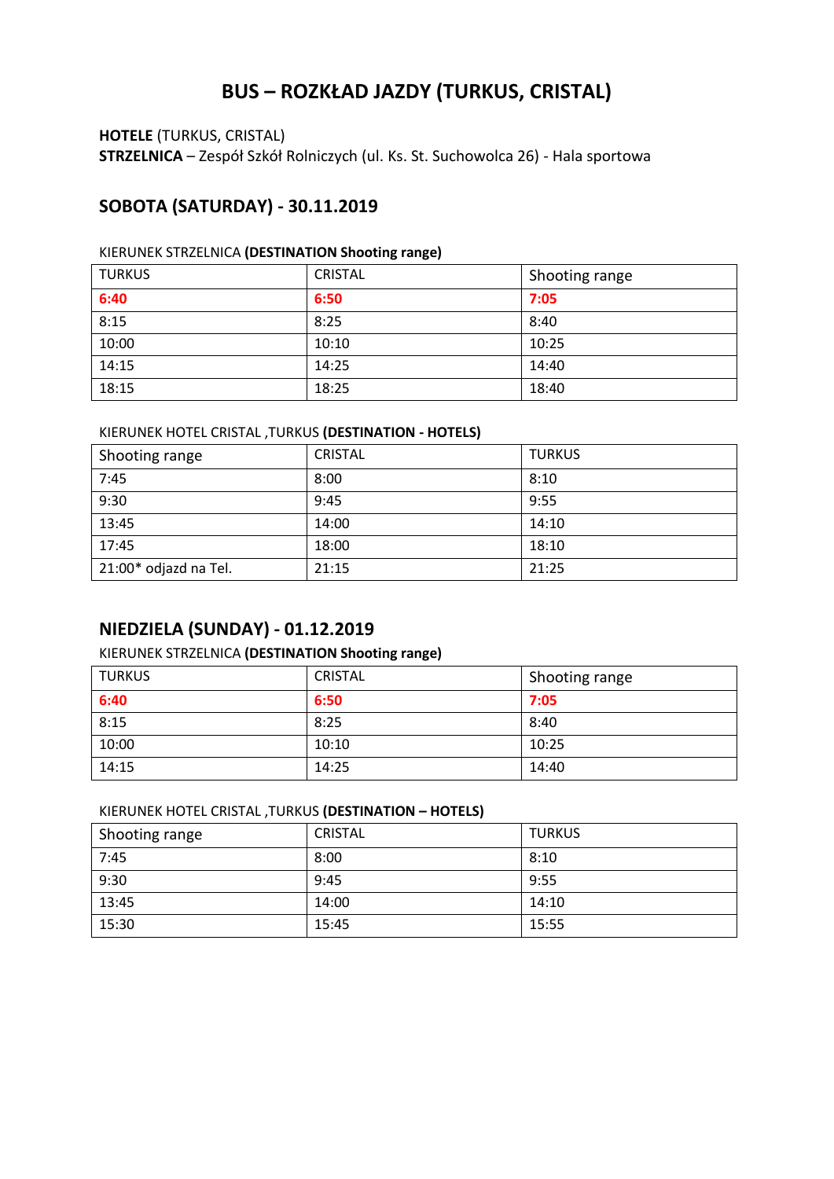# BUS – ROZKŁAD JAZDY (TURKUS, CRISTAL)

**HOTELE** (TURKUS, CRISTAL)
**STRZELNICA** – Zespół Szkół Rolniczych (ul. Ks. St. Suchowolca 26) - Hala sportowa

## SOBOTA (SATURDAY) - 30.11.2019

KIERUNEK STRZELNICA **(DESTINATION Shooting range)**

| TURKUS | CRISTAL | Shooting range |
|---|---|---|
| **6:40** | **6:50** | **7:05** |
| 8:15 | 8:25 | 8:40 |
| 10:00 | 10:10 | 10:25 |
| 14:15 | 14:25 | 14:40 |
| 18:15 | 18:25 | 18:40 |

KIERUNEK HOTEL CRISTAL ,TURKUS **(DESTINATION - HOTELS)**

| Shooting range | CRISTAL | TURKUS |
|---|---|---|
| 7:45 | 8:00 | 8:10 |
| 9:30 | 9:45 | 9:55 |
| 13:45 | 14:00 | 14:10 |
| 17:45 | 18:00 | 18:10 |
| 21:00* odjazd na Tel. | 21:15 | 21:25 |

## NIEDZIELA (SUNDAY) - 01.12.2019

KIERUNEK STRZELNICA **(DESTINATION Shooting range)**

| TURKUS | CRISTAL | Shooting range |
|---|---|---|
| **6:40** | **6:50** | **7:05** |
| 8:15 | 8:25 | 8:40 |
| 10:00 | 10:10 | 10:25 |
| 14:15 | 14:25 | 14:40 |

KIERUNEK HOTEL CRISTAL ,TURKUS **(DESTINATION – HOTELS)**

| Shooting range | CRISTAL | TURKUS |
|---|---|---|
| 7:45 | 8:00 | 8:10 |
| 9:30 | 9:45 | 9:55 |
| 13:45 | 14:00 | 14:10 |
| 15:30 | 15:45 | 15:55 |